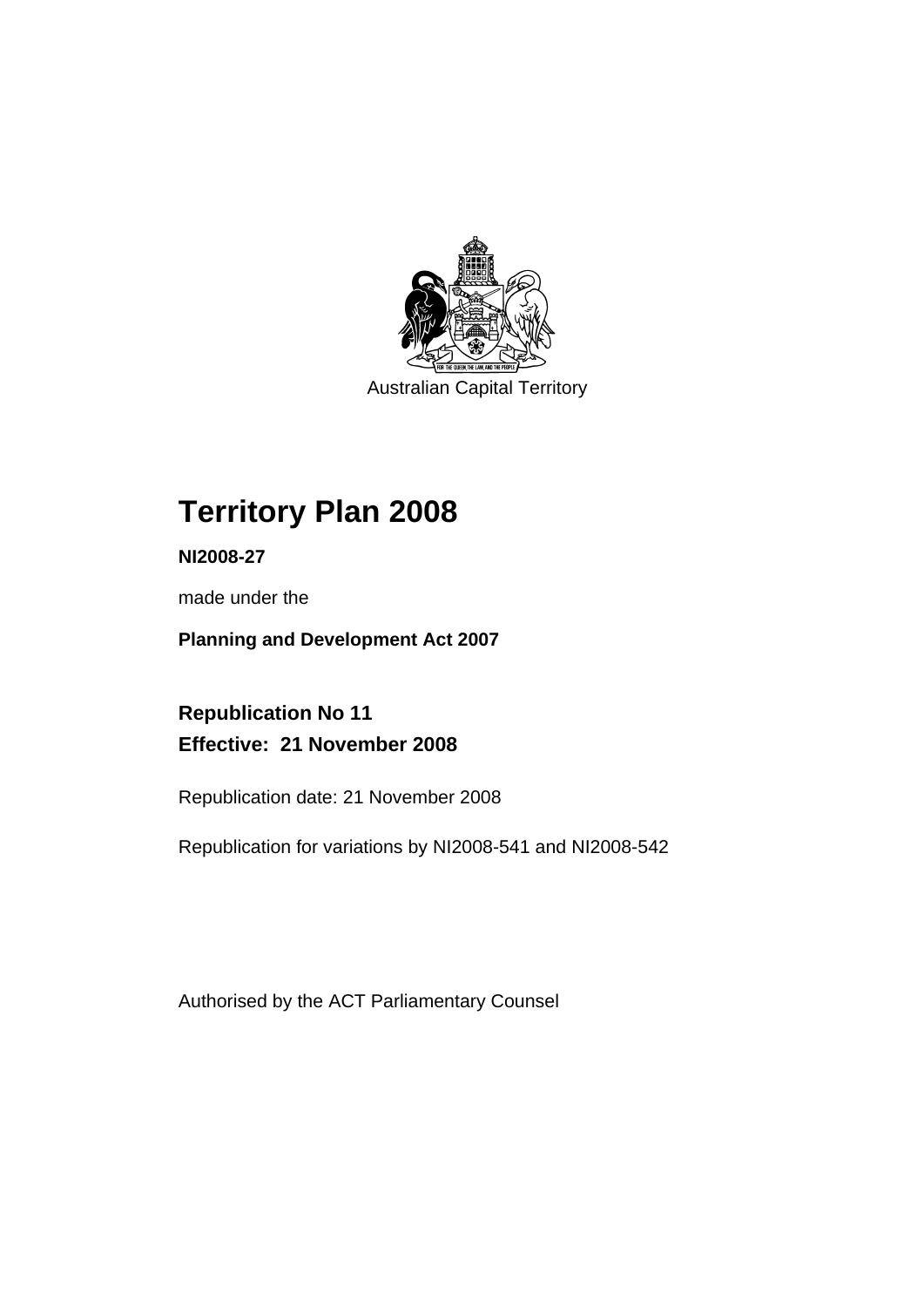Australian Capital Territory

# Territory Plan 2008

**NI2008-27**

made under the

**Planning and Development Act 2007**

**Republication No 11**
**Effective: 21 November 2008**

Republication date: 21 November 2008

Republication for variations by NI2008-541 and NI2008-542

Authorised by the ACT Parliamentary Counsel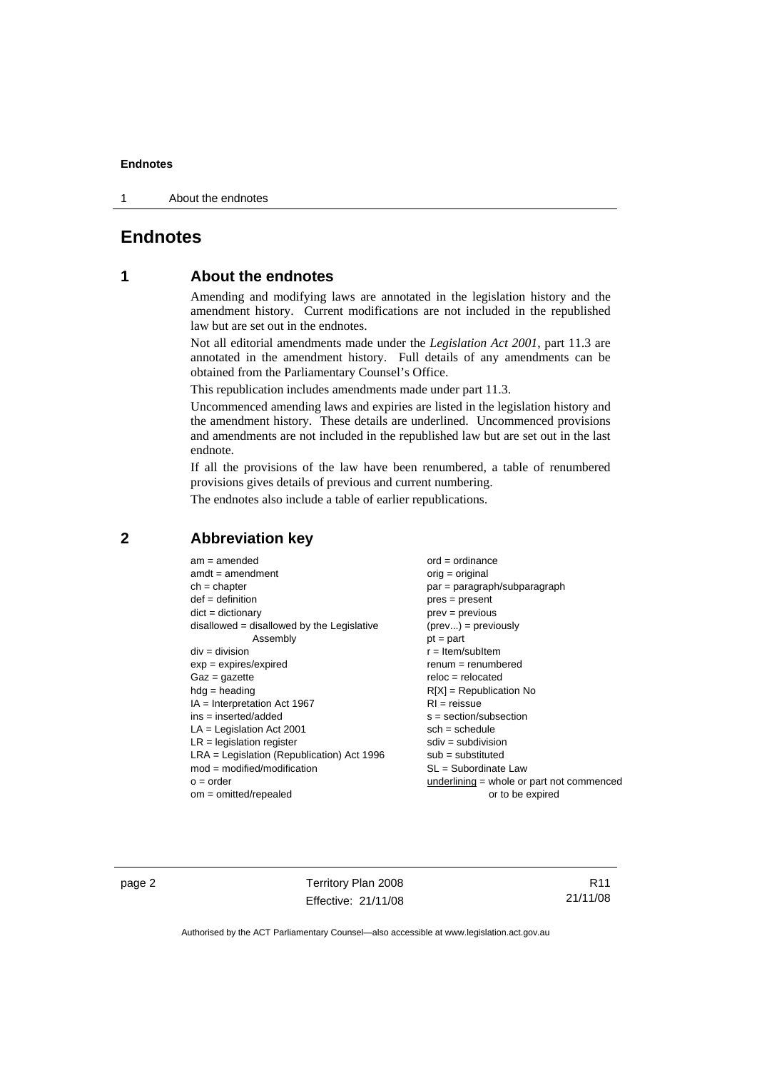# Endnotes

## 1 About the endnotes

Amending and modifying laws are annotated in the legislation history and the amendment history. Current modifications are not included in the republished law but are set out in the endnotes.

Not all editorial amendments made under the *Legislation Act 2001*, part 11.3 are annotated in the amendment history. Full details of any amendments can be obtained from the Parliamentary Counsel's Office.

This republication includes amendments made under part 11.3.

Uncommenced amending laws and expiries are listed in the legislation history and the amendment history. These details are underlined. Uncommenced provisions and amendments are not included in the republished law but are set out in the last endnote.

If all the provisions of the law have been renumbered, a table of renumbered provisions gives details of previous and current numbering.

The endnotes also include a table of earlier republications.

## 2 Abbreviation key

am = amended
amdt = amendment
ch = chapter
def = definition
dict = dictionary
disallowed = disallowed by the Legislative Assembly
div = division
exp = expires/expired
Gaz = gazette
hdg = heading
IA = Interpretation Act 1967
ins = inserted/added
LA = Legislation Act 2001
LR = legislation register
LRA = Legislation (Republication) Act 1996
mod = modified/modification
o = order
om = omitted/repealed
ord = ordinance
orig = original
par = paragraph/subparagraph
pres = present
prev = previous
(prev...) = previously
pt = part
r = Item/subItem
renum = renumbered
reloc = relocated
R[X] = Republication No
RI = reissue
s = section/subsection
sch = schedule
sdiv = subdivision
sub = substituted
SL = Subordinate Law
<u>underlining</u> = whole or part not commenced or to be expired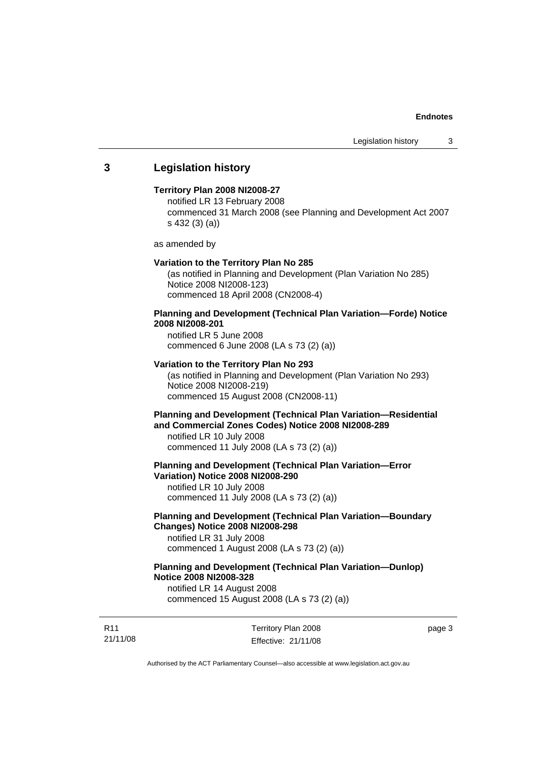## 3 Legislation history

**Territory Plan 2008 NI2008-27**

notified LR 13 February 2008
commenced 31 March 2008 (see Planning and Development Act 2007 s 432 (3) (a))

as amended by

**Variation to the Territory Plan No 285**

(as notified in Planning and Development (Plan Variation No 285) Notice 2008 NI2008-123)
commenced 18 April 2008 (CN2008-4)

**Planning and Development (Technical Plan Variation—Forde) Notice 2008 NI2008-201**

notified LR 5 June 2008
commenced 6 June 2008 (LA s 73 (2) (a))

**Variation to the Territory Plan No 293**

(as notified in Planning and Development (Plan Variation No 293) Notice 2008 NI2008-219)
commenced 15 August 2008 (CN2008-11)

**Planning and Development (Technical Plan Variation—Residential and Commercial Zones Codes) Notice 2008 NI2008-289**

notified LR 10 July 2008
commenced 11 July 2008 (LA s 73 (2) (a))

**Planning and Development (Technical Plan Variation—Error Variation) Notice 2008 NI2008-290**

notified LR 10 July 2008
commenced 11 July 2008 (LA s 73 (2) (a))

**Planning and Development (Technical Plan Variation—Boundary Changes) Notice 2008 NI2008-298**

notified LR 31 July 2008
commenced 1 August 2008 (LA s 73 (2) (a))

**Planning and Development (Technical Plan Variation—Dunlop) Notice 2008 NI2008-328**

notified LR 14 August 2008
commenced 15 August 2008 (LA s 73 (2) (a))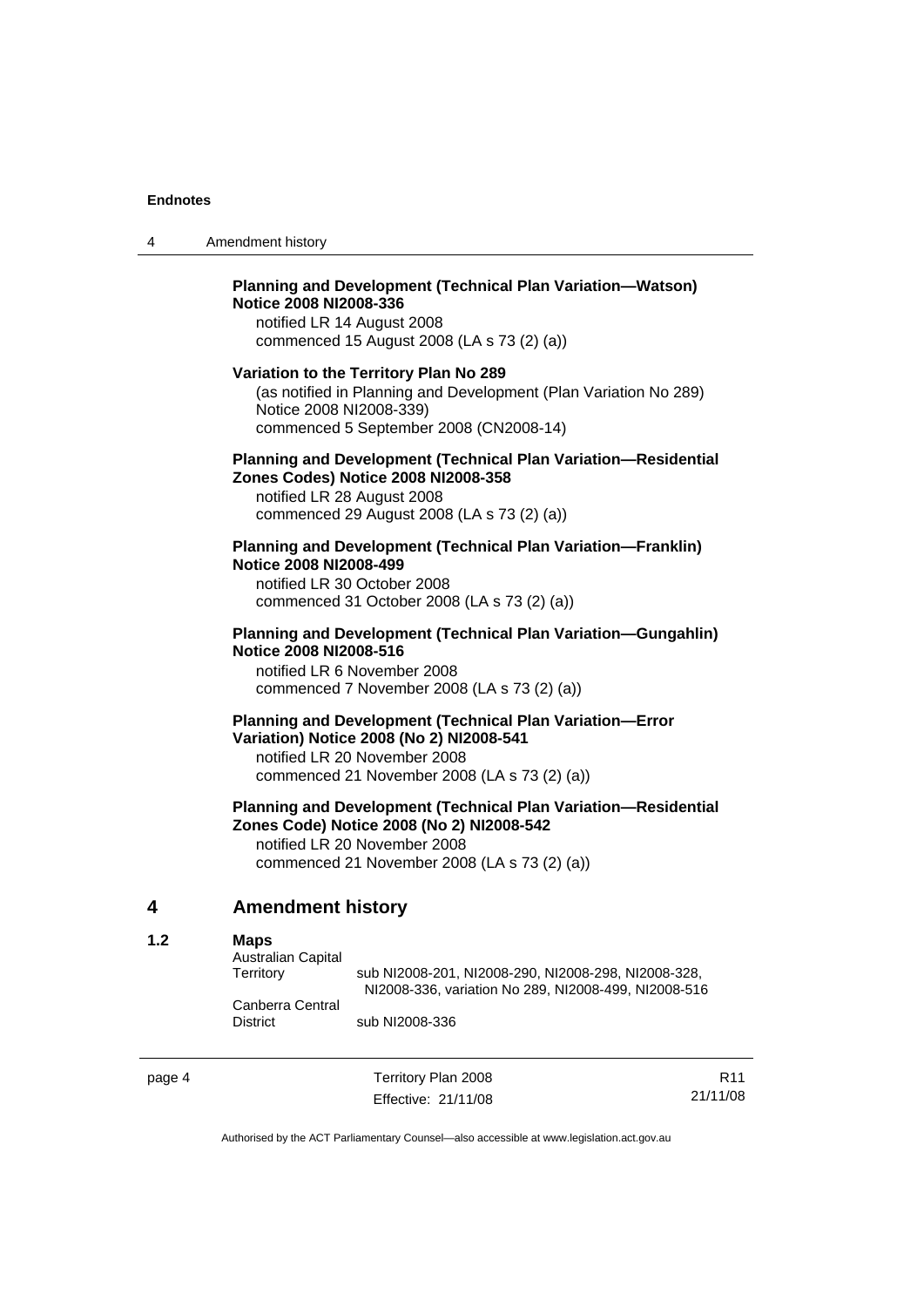**Planning and Development (Technical Plan Variation—Watson) Notice 2008 NI2008-336**
notified LR 14 August 2008
commenced 15 August 2008 (LA s 73 (2) (a))

**Variation to the Territory Plan No 289**
(as notified in Planning and Development (Plan Variation No 289) Notice 2008 NI2008-339)
commenced 5 September 2008 (CN2008-14)

**Planning and Development (Technical Plan Variation—Residential Zones Codes) Notice 2008 NI2008-358**
notified LR 28 August 2008
commenced 29 August 2008 (LA s 73 (2) (a))

**Planning and Development (Technical Plan Variation—Franklin) Notice 2008 NI2008-499**
notified LR 30 October 2008
commenced 31 October 2008 (LA s 73 (2) (a))

**Planning and Development (Technical Plan Variation—Gungahlin) Notice 2008 NI2008-516**
notified LR 6 November 2008
commenced 7 November 2008 (LA s 73 (2) (a))

**Planning and Development (Technical Plan Variation—Error Variation) Notice 2008 (No 2) NI2008-541**
notified LR 20 November 2008
commenced 21 November 2008 (LA s 73 (2) (a))

**Planning and Development (Technical Plan Variation—Residential Zones Code) Notice 2008 (No 2) NI2008-542**
notified LR 20 November 2008
commenced 21 November 2008 (LA s 73 (2) (a))

## 4 Amendment history

**1.2 Maps**

Australian Capital Territory — sub NI2008-201, NI2008-290, NI2008-298, NI2008-328, NI2008-336, variation No 289, NI2008-499, NI2008-516

Canberra Central District — sub NI2008-336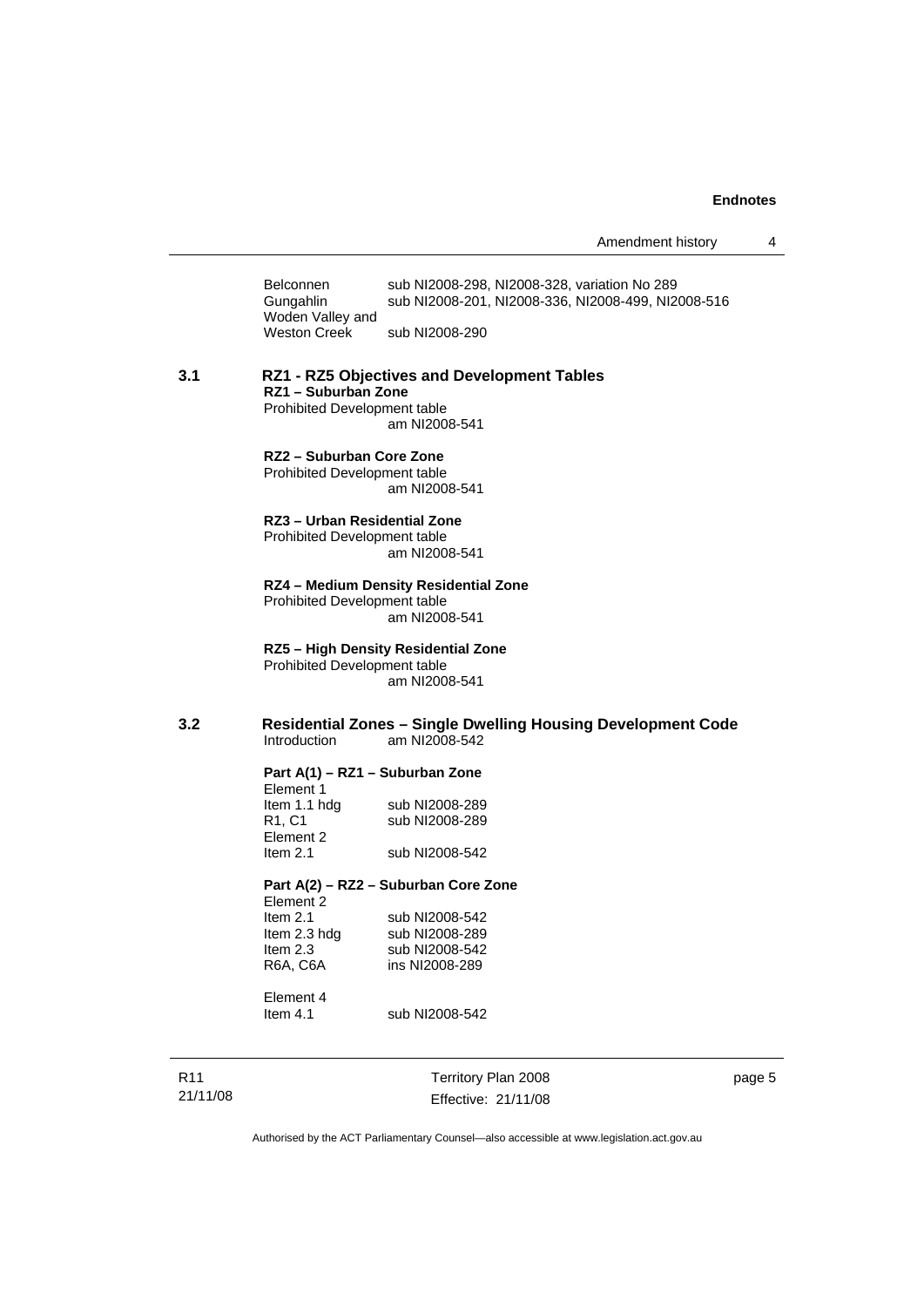| | |
|---|---|
| Belconnen | sub NI2008-298, NI2008-328, variation No 289 |
| Gungahlin | sub NI2008-201, NI2008-336, NI2008-499, NI2008-516 |
| Woden Valley and Weston Creek | sub NI2008-290 |

## 3.1 RZ1 - RZ5 Objectives and Development Tables

**RZ1 – Suburban Zone**

Prohibited Development table
am NI2008-541

**RZ2 – Suburban Core Zone**

Prohibited Development table
am NI2008-541

**RZ3 – Urban Residential Zone**

Prohibited Development table
am NI2008-541

**RZ4 – Medium Density Residential Zone**

Prohibited Development table
am NI2008-541

**RZ5 – High Density Residential Zone**

Prohibited Development table
am NI2008-541

## 3.2 Residential Zones – Single Dwelling Housing Development Code

Introduction am NI2008-542

**Part A(1) – RZ1 – Suburban Zone**

| | |
|---|---|
| Element 1 | |
| Item 1.1 hdg | sub NI2008-289 |
| R1, C1 | sub NI2008-289 |
| Element 2 | |
| Item 2.1 | sub NI2008-542 |

**Part A(2) – RZ2 – Suburban Core Zone**

| | |
|---|---|
| Element 2 | |
| Item 2.1 | sub NI2008-542 |
| Item 2.3 hdg | sub NI2008-289 |
| Item 2.3 | sub NI2008-542 |
| R6A, C6A | ins NI2008-289 |
| | |
| Element 4 | |
| Item 4.1 | sub NI2008-542 |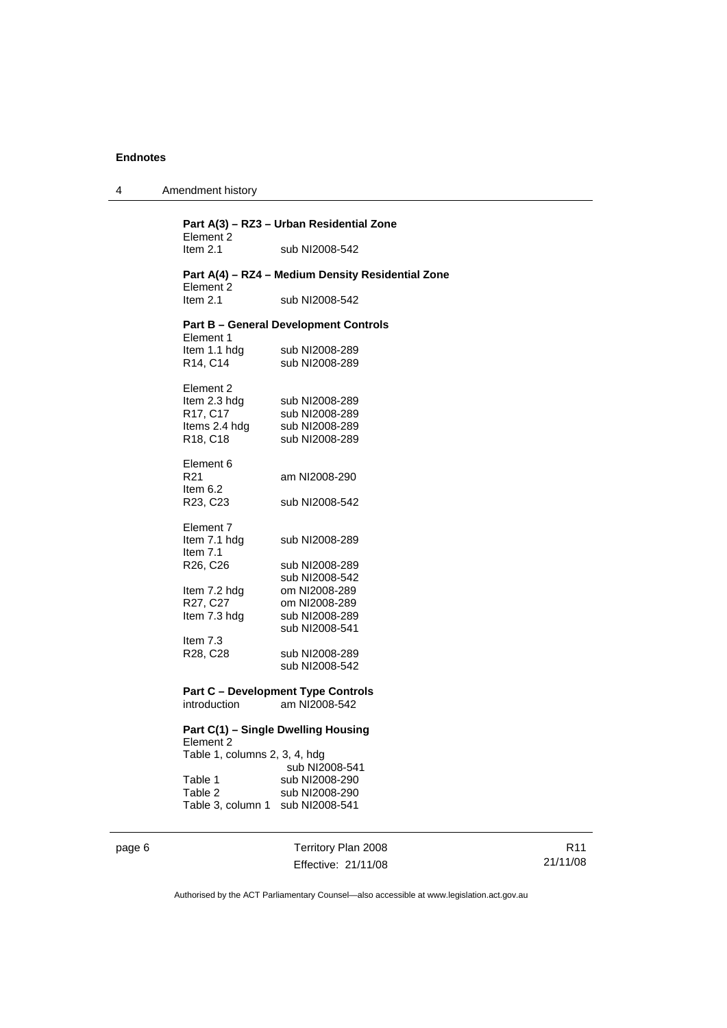**Part A(3) – RZ3 – Urban Residential Zone**

Element 2
Item 2.1 sub NI2008-542

**Part A(4) – RZ4 – Medium Density Residential Zone**

Element 2
Item 2.1 sub NI2008-542

**Part B – General Development Controls**

Element 1
Item 1.1 hdg sub NI2008-289
R14, C14 sub NI2008-289

Element 2
Item 2.3 hdg sub NI2008-289
R17, C17 sub NI2008-289
Items 2.4 hdg sub NI2008-289
R18, C18 sub NI2008-289

Element 6
R21 am NI2008-290
Item 6.2
R23, C23 sub NI2008-542

Element 7
Item 7.1 hdg sub NI2008-289
Item 7.1
R26, C26 sub NI2008-289
sub NI2008-542
Item 7.2 hdg om NI2008-289
R27, C27 om NI2008-289
Item 7.3 hdg sub NI2008-289
sub NI2008-541
Item 7.3
R28, C28 sub NI2008-289
sub NI2008-542

**Part C – Development Type Controls**
introduction am NI2008-542

**Part C(1) – Single Dwelling Housing**

Element 2
Table 1, columns 2, 3, 4, hdg
sub NI2008-541
Table 1 sub NI2008-290
Table 2 sub NI2008-290
Table 3, column 1 sub NI2008-541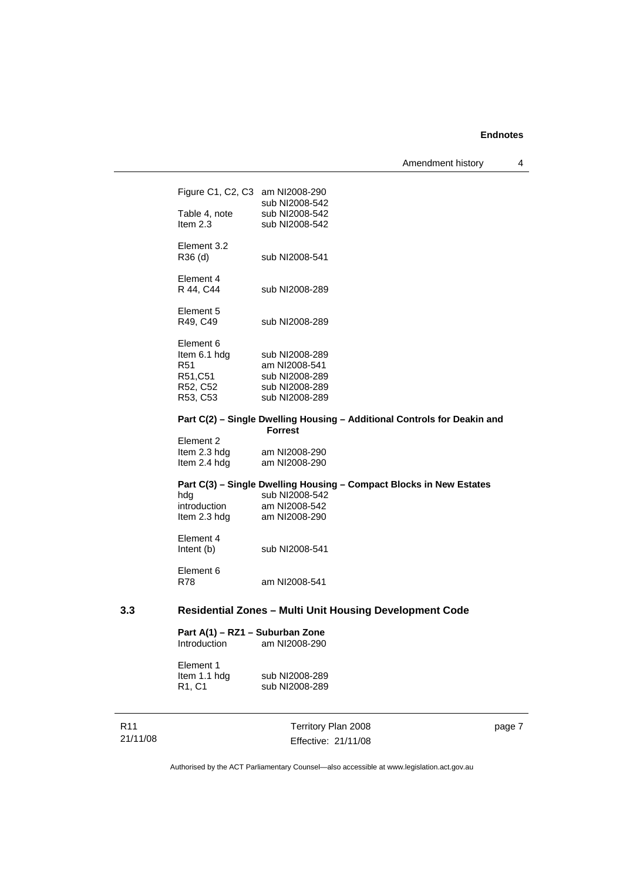Figure C1, C2, C3 am NI2008-290
sub NI2008-542

Table 4, note sub NI2008-542

Item 2.3 sub NI2008-542

Element 3.2

R36 (d) sub NI2008-541

Element 4

R 44, C44 sub NI2008-289

Element 5

R49, C49 sub NI2008-289

Element 6

Item 6.1 hdg sub NI2008-289

R51 am NI2008-541

R51,C51 sub NI2008-289

R52, C52 sub NI2008-289

R53, C53 sub NI2008-289

**Part C(2) – Single Dwelling Housing – Additional Controls for Deakin and Forrest**

Element 2

Item 2.3 hdg am NI2008-290

Item 2.4 hdg am NI2008-290

**Part C(3) – Single Dwelling Housing – Compact Blocks in New Estates**

hdg sub NI2008-542

introduction am NI2008-542

Item 2.3 hdg am NI2008-290

Element 4

Intent (b) sub NI2008-541

Element 6

R78 am NI2008-541

## 3.3 Residential Zones – Multi Unit Housing Development Code

**Part A(1) – RZ1 – Suburban Zone**

Introduction am NI2008-290

Element 1

Item 1.1 hdg sub NI2008-289

R1, C1 sub NI2008-289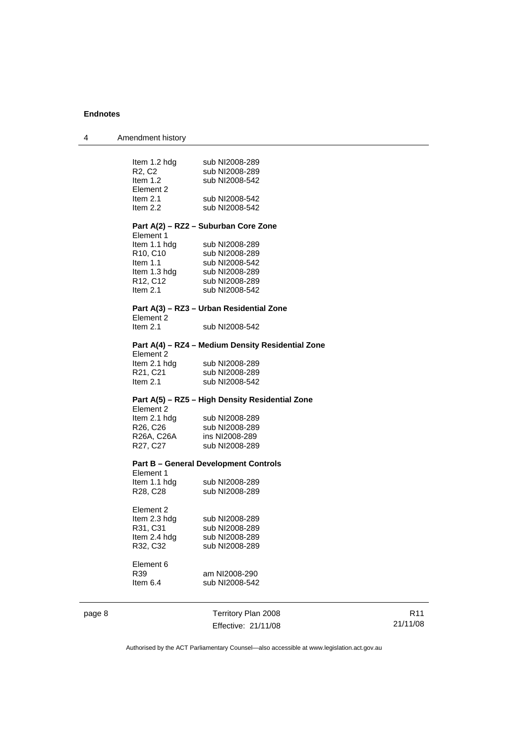| | |
|---|---|
| Item 1.2 hdg | sub NI2008-289 |
| R2, C2 | sub NI2008-289 |
| Item 1.2 | sub NI2008-542 |
| Element 2 | |
| Item 2.1 | sub NI2008-542 |
| Item 2.2 | sub NI2008-542 |

**Part A(2) – RZ2 – Suburban Core Zone**

| | |
|---|---|
| Element 1 | |
| Item 1.1 hdg | sub NI2008-289 |
| R10, C10 | sub NI2008-289 |
| Item 1.1 | sub NI2008-542 |
| Item 1.3 hdg | sub NI2008-289 |
| R12, C12 | sub NI2008-289 |
| Item 2.1 | sub NI2008-542 |

**Part A(3) – RZ3 – Urban Residential Zone**

| | |
|---|---|
| Element 2 | |
| Item 2.1 | sub NI2008-542 |

**Part A(4) – RZ4 – Medium Density Residential Zone**

| | |
|---|---|
| Element 2 | |
| Item 2.1 hdg | sub NI2008-289 |
| R21, C21 | sub NI2008-289 |
| Item 2.1 | sub NI2008-542 |

**Part A(5) – RZ5 – High Density Residential Zone**

| | |
|---|---|
| Element 2 | |
| Item 2.1 hdg | sub NI2008-289 |
| R26, C26 | sub NI2008-289 |
| R26A, C26A | ins NI2008-289 |
| R27, C27 | sub NI2008-289 |

**Part B – General Development Controls**

| | |
|---|---|
| Element 1 | |
| Item 1.1 hdg | sub NI2008-289 |
| R28, C28 | sub NI2008-289 |
| | |
| Element 2 | |
| Item 2.3 hdg | sub NI2008-289 |
| R31, C31 | sub NI2008-289 |
| Item 2.4 hdg | sub NI2008-289 |
| R32, C32 | sub NI2008-289 |
| | |
| Element 6 | |
| R39 | am NI2008-290 |
| Item 6.4 | sub NI2008-542 |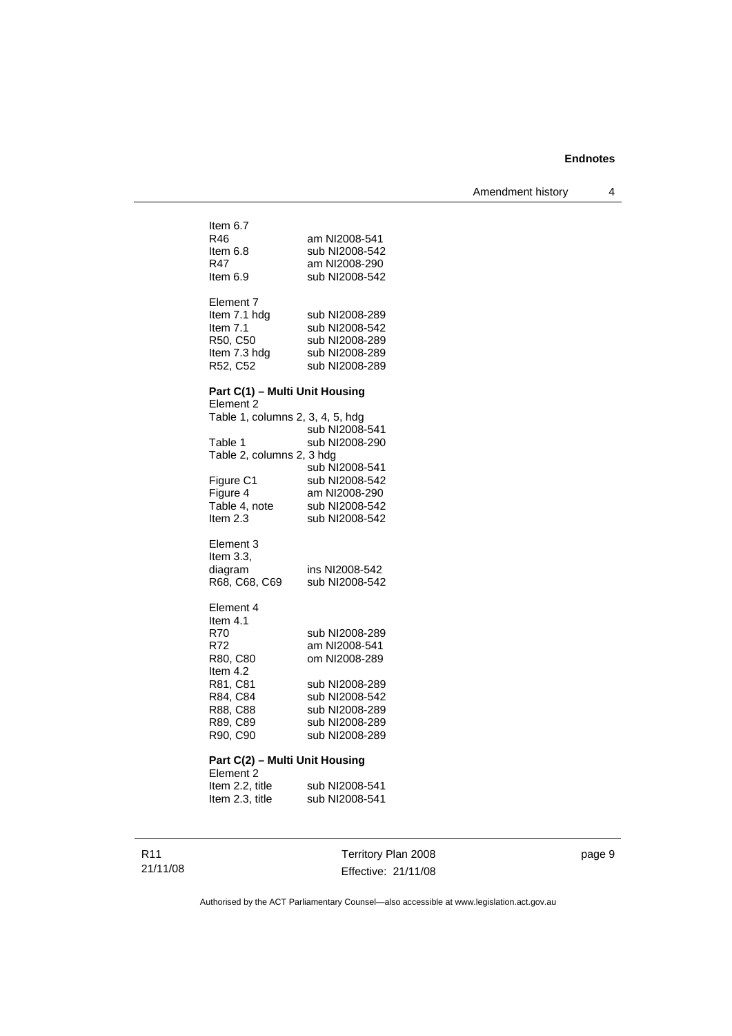Item 6.7

| | |
|---|---|
| R46 | am NI2008-541 |
| Item 6.8 | sub NI2008-542 |
| R47 | am NI2008-290 |
| Item 6.9 | sub NI2008-542 |

Element 7

| | |
|---|---|
| Item 7.1 hdg | sub NI2008-289 |
| Item 7.1 | sub NI2008-542 |
| R50, C50 | sub NI2008-289 |
| Item 7.3 hdg | sub NI2008-289 |
| R52, C52 | sub NI2008-289 |

**Part C(1) – Multi Unit Housing**

Element 2

Table 1, columns 2, 3, 4, 5, hdg
sub NI2008-541

| | |
|---|---|
| Table 1 | sub NI2008-290 |

Table 2, columns 2, 3 hdg
sub NI2008-541

| | |
|---|---|
| Figure C1 | sub NI2008-542 |
| Figure 4 | am NI2008-290 |
| Table 4, note | sub NI2008-542 |
| Item 2.3 | sub NI2008-542 |

Element 3

Item 3.3,

| | |
|---|---|
| diagram | ins NI2008-542 |
| R68, C68, C69 | sub NI2008-542 |

Element 4

Item 4.1

| | |
|---|---|
| R70 | sub NI2008-289 |
| R72 | am NI2008-541 |
| R80, C80 | om NI2008-289 |

Item 4.2

| | |
|---|---|
| R81, C81 | sub NI2008-289 |
| R84, C84 | sub NI2008-542 |
| R88, C88 | sub NI2008-289 |
| R89, C89 | sub NI2008-289 |
| R90, C90 | sub NI2008-289 |

**Part C(2) – Multi Unit Housing**

Element 2

| | |
|---|---|
| Item 2.2, title | sub NI2008-541 |
| Item 2.3, title | sub NI2008-541 |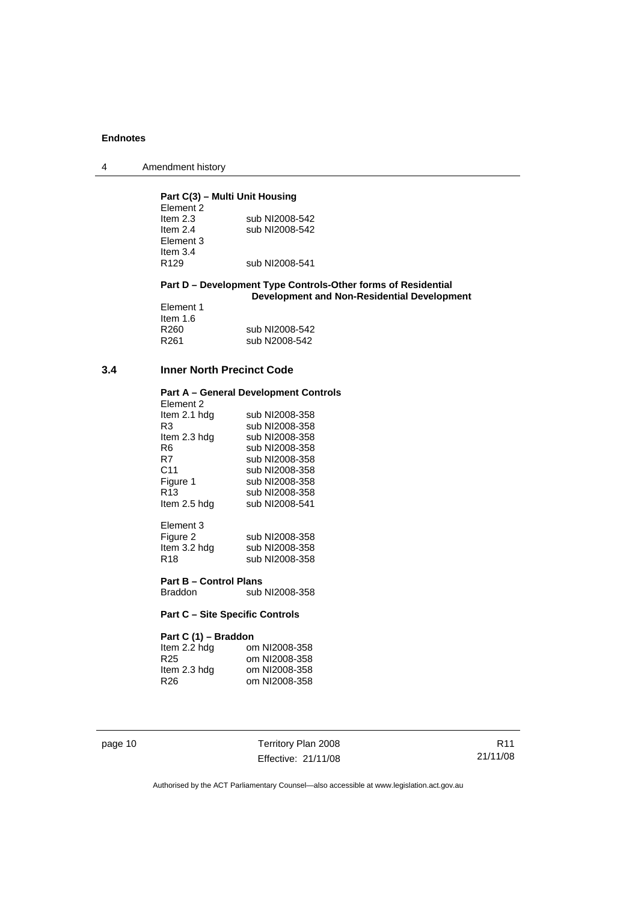**Part C(3) – Multi Unit Housing**

Element 2
Item 2.3 sub NI2008-542
Item 2.4 sub NI2008-542
Element 3
Item 3.4
R129 sub NI2008-541

**Part D – Development Type Controls-Other forms of Residential Development and Non-Residential Development**

Element 1
Item 1.6
R260 sub NI2008-542
R261 sub N2008-542

## 3.4 Inner North Precinct Code

**Part A – General Development Controls**

Element 2
Item 2.1 hdg sub NI2008-358
R3 sub NI2008-358
Item 2.3 hdg sub NI2008-358
R6 sub NI2008-358
R7 sub NI2008-358
C11 sub NI2008-358
Figure 1 sub NI2008-358
R13 sub NI2008-358
Item 2.5 hdg sub NI2008-541

Element 3
Figure 2 sub NI2008-358
Item 3.2 hdg sub NI2008-358
R18 sub NI2008-358

**Part B – Control Plans**
Braddon sub NI2008-358

**Part C – Site Specific Controls**

**Part C (1) – Braddon**
Item 2.2 hdg om NI2008-358
R25 om NI2008-358
Item 2.3 hdg om NI2008-358
R26 om NI2008-358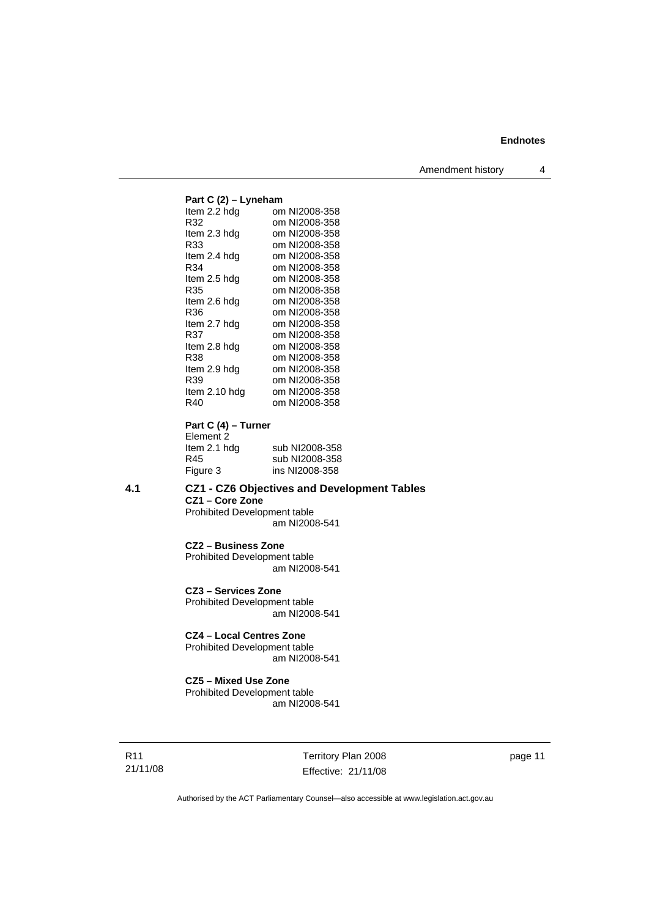**Part C (2) – Lyneham**

| | |
|---|---|
| Item 2.2 hdg | om NI2008-358 |
| R32 | om NI2008-358 |
| Item 2.3 hdg | om NI2008-358 |
| R33 | om NI2008-358 |
| Item 2.4 hdg | om NI2008-358 |
| R34 | om NI2008-358 |
| Item 2.5 hdg | om NI2008-358 |
| R35 | om NI2008-358 |
| Item 2.6 hdg | om NI2008-358 |
| R36 | om NI2008-358 |
| Item 2.7 hdg | om NI2008-358 |
| R37 | om NI2008-358 |
| Item 2.8 hdg | om NI2008-358 |
| R38 | om NI2008-358 |
| Item 2.9 hdg | om NI2008-358 |
| R39 | om NI2008-358 |
| Item 2.10 hdg | om NI2008-358 |
| R40 | om NI2008-358 |

**Part C (4) – Turner**

Element 2

| | |
|---|---|
| Item 2.1 hdg | sub NI2008-358 |
| R45 | sub NI2008-358 |
| Figure 3 | ins NI2008-358 |

## 4.1 CZ1 - CZ6 Objectives and Development Tables

**CZ1 – Core Zone**

Prohibited Development table
am NI2008-541

**CZ2 – Business Zone**

Prohibited Development table
am NI2008-541

**CZ3 – Services Zone**

Prohibited Development table
am NI2008-541

**CZ4 – Local Centres Zone**

Prohibited Development table
am NI2008-541

**CZ5 – Mixed Use Zone**

Prohibited Development table
am NI2008-541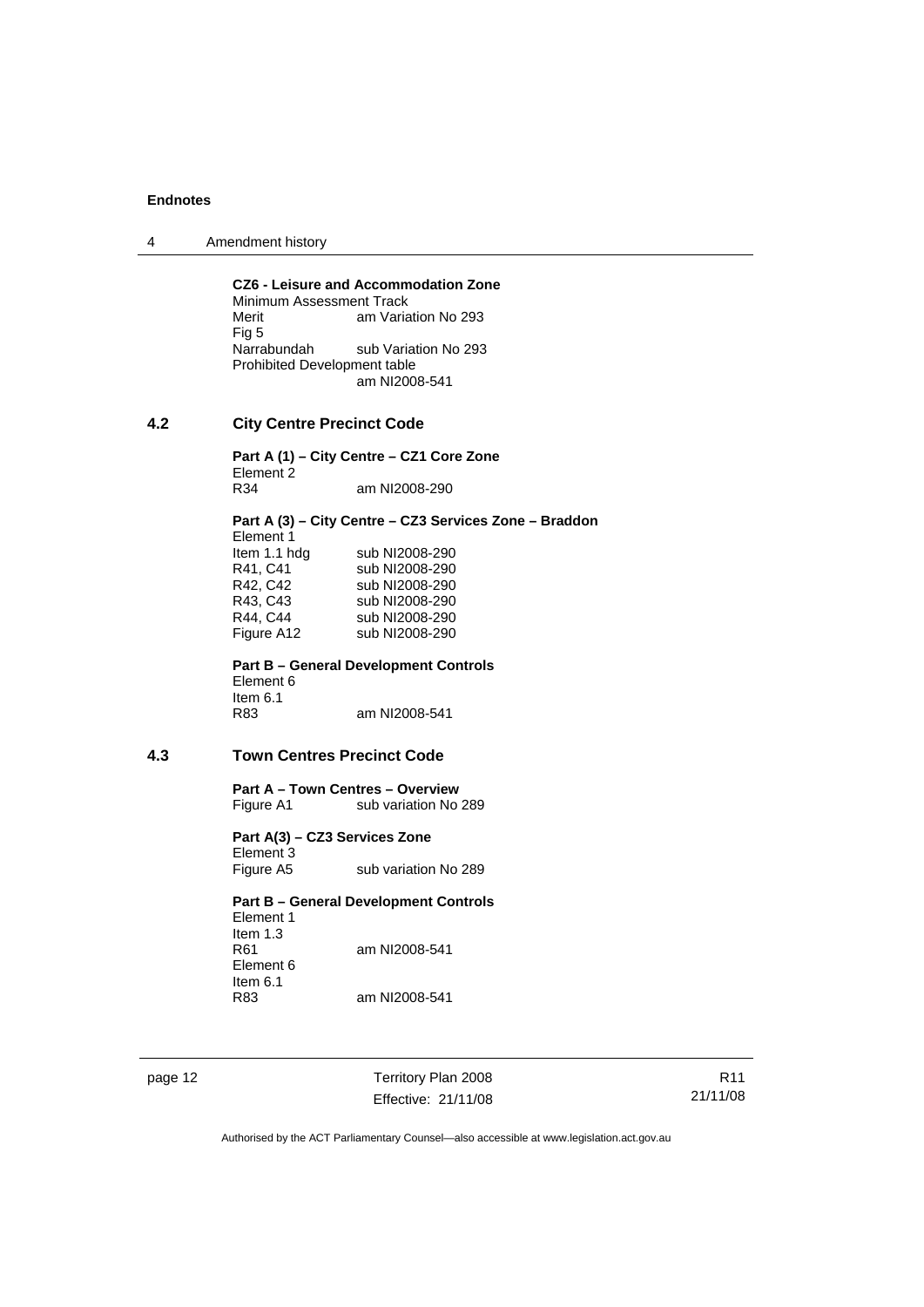**CZ6 - Leisure and Accommodation Zone**

Minimum Assessment Track
Merit am Variation No 293
Fig 5
Narrabundah sub Variation No 293
Prohibited Development table
am NI2008-541

## 4.2 City Centre Precinct Code

**Part A (1) – City Centre – CZ1 Core Zone**

Element 2
R34 am NI2008-290

**Part A (3) – City Centre – CZ3 Services Zone – Braddon**

Element 1
Item 1.1 hdg sub NI2008-290
R41, C41 sub NI2008-290
R42, C42 sub NI2008-290
R43, C43 sub NI2008-290
R44, C44 sub NI2008-290
Figure A12 sub NI2008-290

**Part B – General Development Controls**

Element 6
Item 6.1
R83 am NI2008-541

## 4.3 Town Centres Precinct Code

**Part A – Town Centres – Overview**

Figure A1 sub variation No 289

**Part A(3) – CZ3 Services Zone**

Element 3
Figure A5 sub variation No 289

**Part B – General Development Controls**

Element 1
Item 1.3
R61 am NI2008-541
Element 6
Item 6.1
R83 am NI2008-541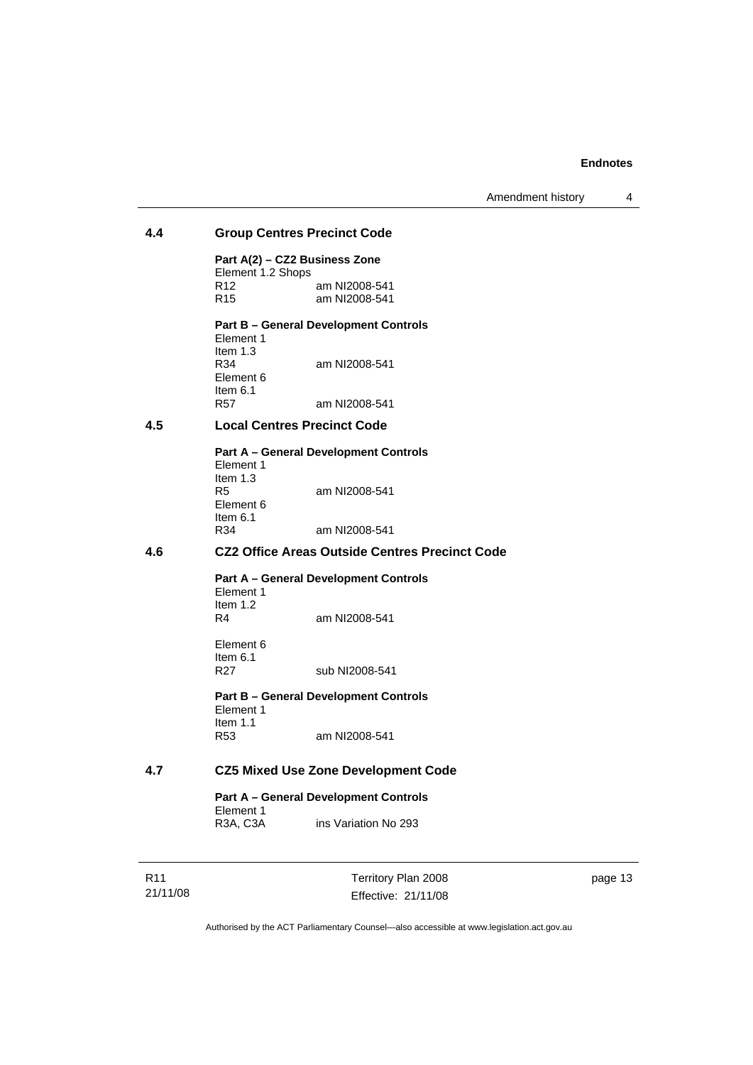## 4.4 Group Centres Precinct Code

**Part A(2) – CZ2 Business Zone**

Element 1.2 Shops

R12 am NI2008-541

R15 am NI2008-541

**Part B – General Development Controls**

Element 1

Item 1.3

R34 am NI2008-541

Element 6

Item 6.1

R57 am NI2008-541

## 4.5 Local Centres Precinct Code

**Part A – General Development Controls**

Element 1

Item 1.3

R5 am NI2008-541

Element 6

Item 6.1

R34 am NI2008-541

## 4.6 CZ2 Office Areas Outside Centres Precinct Code

**Part A – General Development Controls**

Element 1

Item 1.2

R4 am NI2008-541

Element 6

Item 6.1

R27 sub NI2008-541

**Part B – General Development Controls**

Element 1

Item 1.1

R53 am NI2008-541

## 4.7 CZ5 Mixed Use Zone Development Code

**Part A – General Development Controls**

Element 1

R3A, C3A ins Variation No 293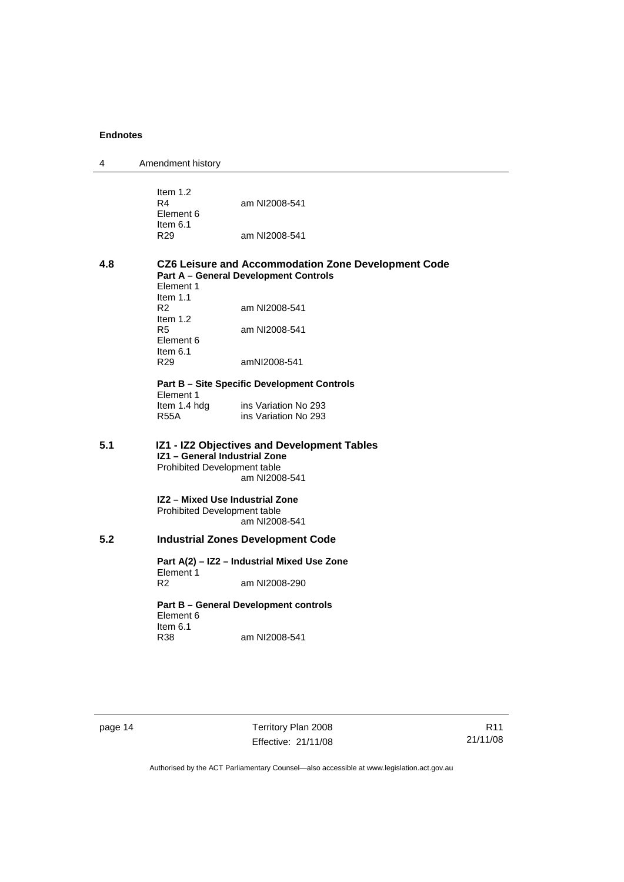Item 1.2
R4 am NI2008-541
Element 6
Item 6.1
R29 am NI2008-541

### 4.8 CZ6 Leisure and Accommodation Zone Development Code

**Part A – General Development Controls**

Element 1
Item 1.1
R2 am NI2008-541
Item 1.2
R5 am NI2008-541
Element 6
Item 6.1
R29 amNI2008-541

**Part B – Site Specific Development Controls**

Element 1
Item 1.4 hdg ins Variation No 293
R55A ins Variation No 293

### 5.1 IZ1 - IZ2 Objectives and Development Tables

**IZ1 – General Industrial Zone**

Prohibited Development table
am NI2008-541

**IZ2 – Mixed Use Industrial Zone**

Prohibited Development table
am NI2008-541

### 5.2 Industrial Zones Development Code

**Part A(2) – IZ2 – Industrial Mixed Use Zone**

Element 1
R2 am NI2008-290

**Part B – General Development controls**

Element 6
Item 6.1
R38 am NI2008-541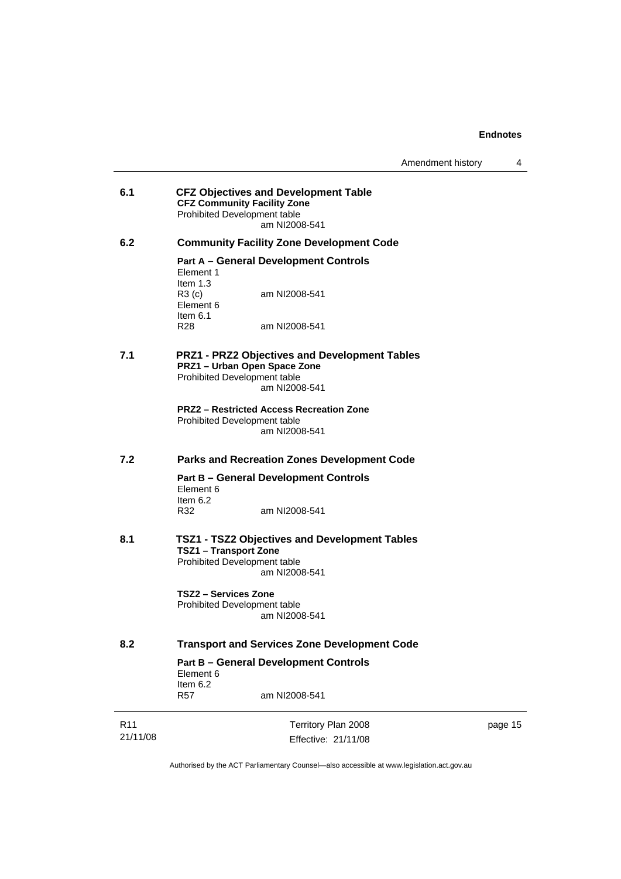**6.1 CFZ Objectives and Development Table**

**CFZ Community Facility Zone**

Prohibited Development table
am NI2008-541

**6.2 Community Facility Zone Development Code**

**Part A – General Development Controls**

Element 1
Item 1.3
R3 (c) am NI2008-541
Element 6
Item 6.1
R28 am NI2008-541

**7.1 PRZ1 - PRZ2 Objectives and Development Tables**

**PRZ1 – Urban Open Space Zone**

Prohibited Development table
am NI2008-541

**PRZ2 – Restricted Access Recreation Zone**

Prohibited Development table
am NI2008-541

**7.2 Parks and Recreation Zones Development Code**

**Part B – General Development Controls**

Element 6
Item 6.2
R32 am NI2008-541

**8.1 TSZ1 - TSZ2 Objectives and Development Tables**

**TSZ1 – Transport Zone**

Prohibited Development table
am NI2008-541

**TSZ2 – Services Zone**

Prohibited Development table
am NI2008-541

**8.2 Transport and Services Zone Development Code**

**Part B – General Development Controls**

Element 6
Item 6.2
R57 am NI2008-541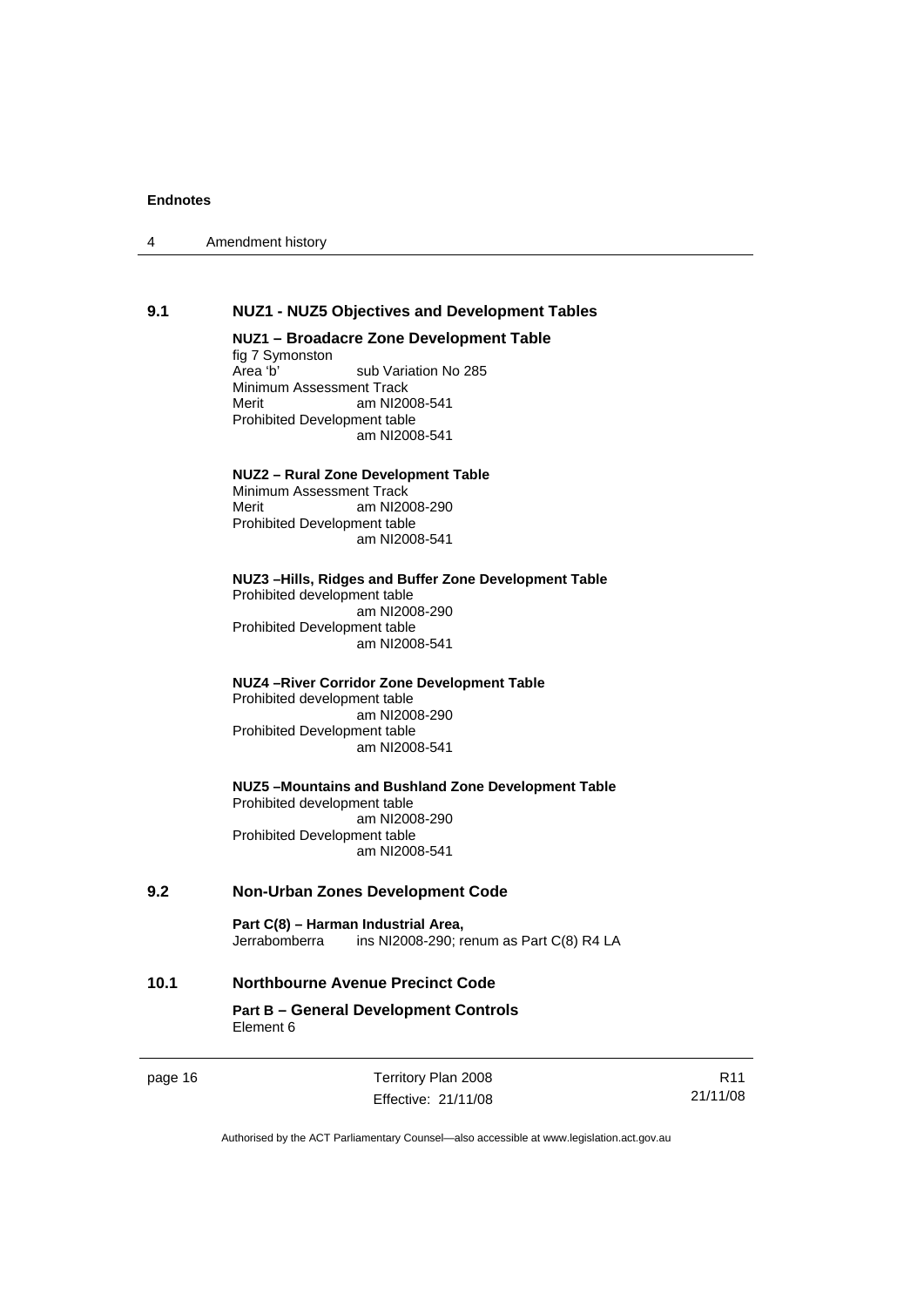## 9.1 NUZ1 - NUZ5 Objectives and Development Tables

**NUZ1 – Broadacre Zone Development Table**

fig 7 Symonston

Area 'b' sub Variation No 285

Minimum Assessment Track

Merit am NI2008-541

Prohibited Development table

am NI2008-541

**NUZ2 – Rural Zone Development Table**

Minimum Assessment Track

Merit am NI2008-290

Prohibited Development table

am NI2008-541

**NUZ3 –Hills, Ridges and Buffer Zone Development Table**

Prohibited development table

am NI2008-290

Prohibited Development table

am NI2008-541

**NUZ4 –River Corridor Zone Development Table**

Prohibited development table

am NI2008-290

Prohibited Development table

am NI2008-541

**NUZ5 –Mountains and Bushland Zone Development Table**

Prohibited development table

am NI2008-290

Prohibited Development table

am NI2008-541

## 9.2 Non-Urban Zones Development Code

**Part C(8) – Harman Industrial Area,**

Jerrabomberra ins NI2008-290; renum as Part C(8) R4 LA

## 10.1 Northbourne Avenue Precinct Code

**Part B – General Development Controls**

Element 6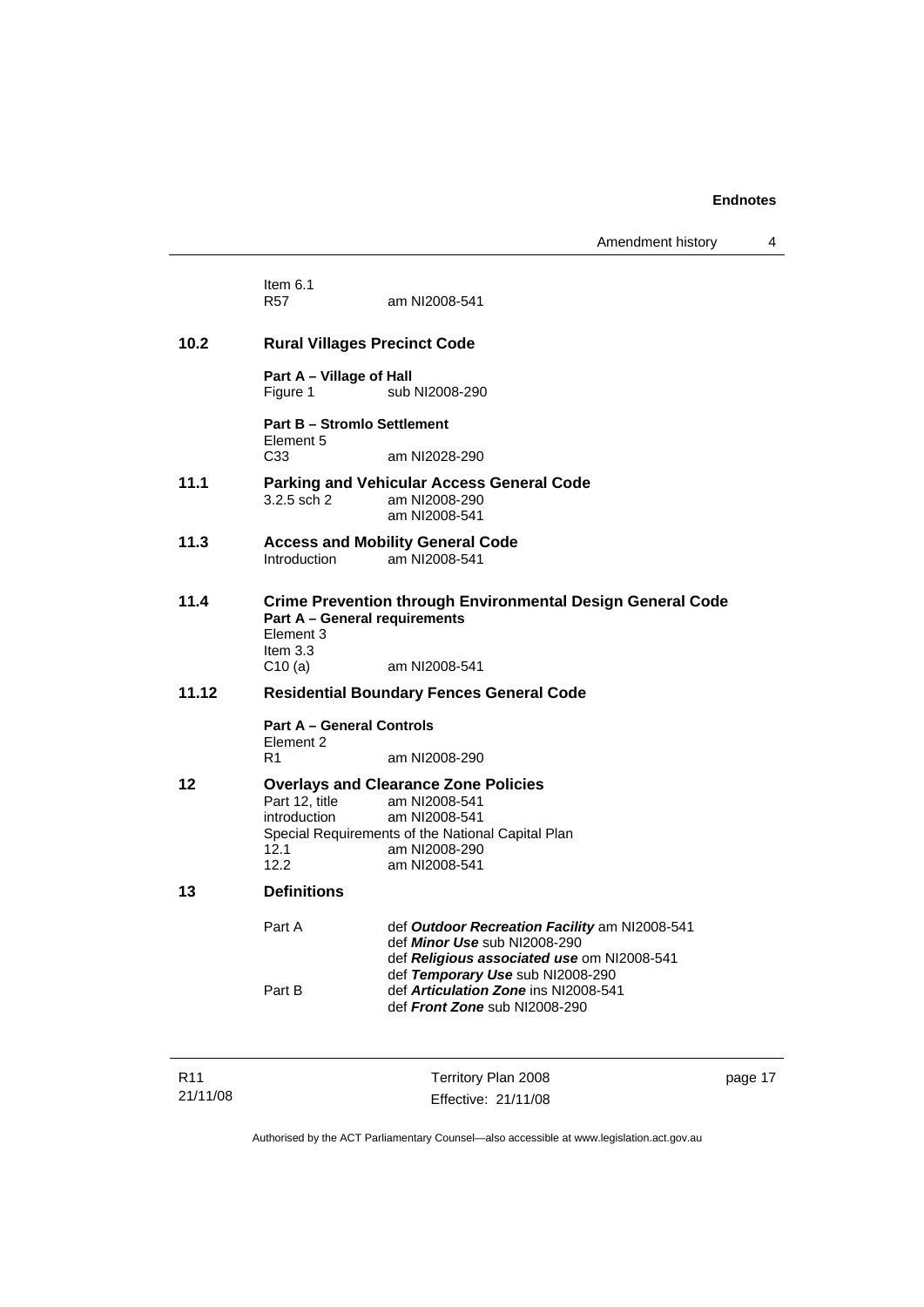Item 6.1
R57 am NI2008-541

**10.2 Rural Villages Precinct Code**

**Part A – Village of Hall**
Figure 1 sub NI2008-290

**Part B – Stromlo Settlement**
Element 5
C33 am NI2028-290

**11.1 Parking and Vehicular Access General Code**
3.2.5 sch 2 am NI2008-290
am NI2008-541

**11.3 Access and Mobility General Code**
Introduction am NI2008-541

**11.4 Crime Prevention through Environmental Design General Code**
**Part A – General requirements**
Element 3
Item 3.3
C10 (a) am NI2008-541

**11.12 Residential Boundary Fences General Code**

**Part A – General Controls**
Element 2
R1 am NI2008-290

**12 Overlays and Clearance Zone Policies**
Part 12, title am NI2008-541
introduction am NI2008-541
Special Requirements of the National Capital Plan
12.1 am NI2008-290
12.2 am NI2008-541

**13 Definitions**

Part A def ***Outdoor Recreation Facility*** am NI2008-541
def ***Minor Use*** sub NI2008-290
def ***Religious associated use*** om NI2008-541
def ***Temporary Use*** sub NI2008-290
Part B def ***Articulation Zone*** ins NI2008-541
def ***Front Zone*** sub NI2008-290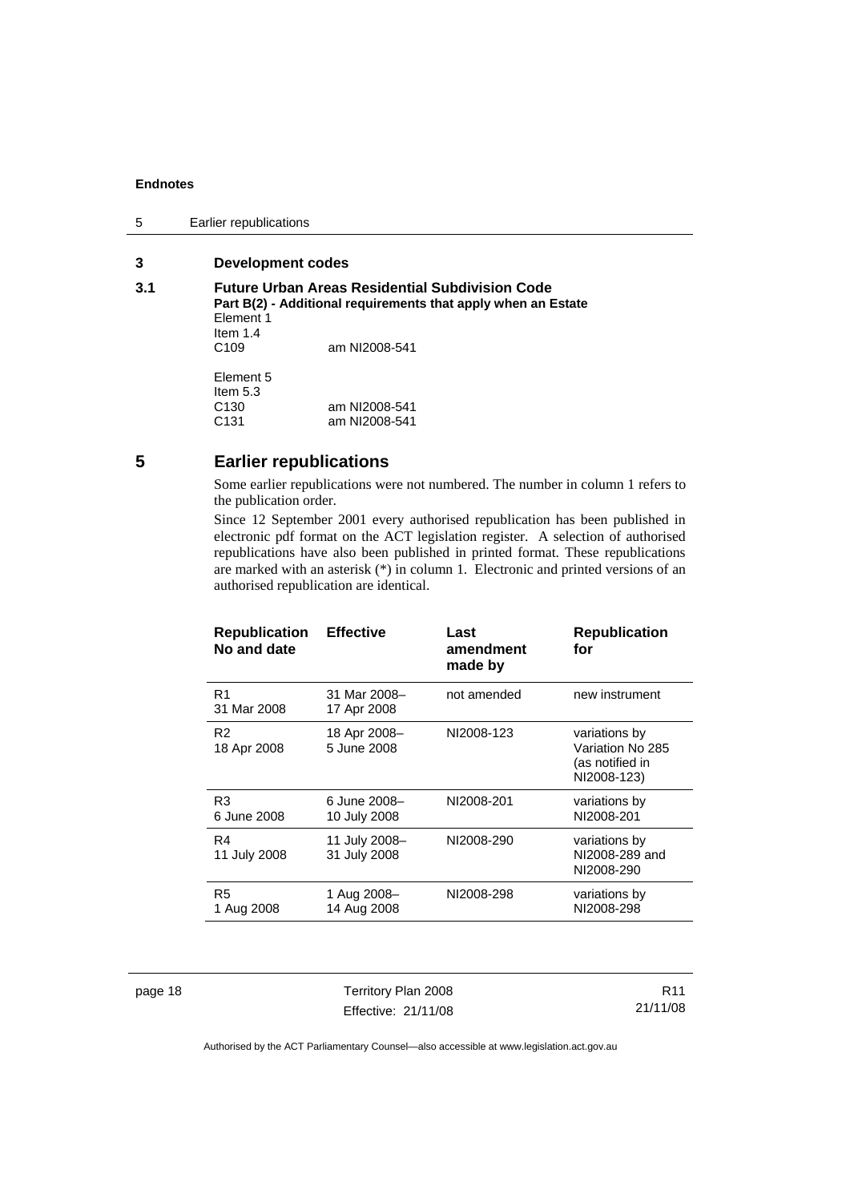## 3 Development codes

### 3.1 Future Urban Areas Residential Subdivision Code

**Part B(2) - Additional requirements that apply when an Estate**

Element 1
Item 1.4
C109 am NI2008-541

Element 5
Item 5.3
C130 am NI2008-541
C131 am NI2008-541

# 5 Earlier republications

Some earlier republications were not numbered. The number in column 1 refers to the publication order.

Since 12 September 2001 every authorised republication has been published in electronic pdf format on the ACT legislation register. A selection of authorised republications have also been published in printed format. These republications are marked with an asterisk (*) in column 1. Electronic and printed versions of an authorised republication are identical.

| Republication No and date | Effective | Last amendment made by | Republication for |
|---|---|---|---|
| R1 31 Mar 2008 | 31 Mar 2008– 17 Apr 2008 | not amended | new instrument |
| R2 18 Apr 2008 | 18 Apr 2008– 5 June 2008 | NI2008-123 | variations by Variation No 285 (as notified in NI2008-123) |
| R3 6 June 2008 | 6 June 2008– 10 July 2008 | NI2008-201 | variations by NI2008-201 |
| R4 11 July 2008 | 11 July 2008– 31 July 2008 | NI2008-290 | variations by NI2008-289 and NI2008-290 |
| R5 1 Aug 2008 | 1 Aug 2008– 14 Aug 2008 | NI2008-298 | variations by NI2008-298 |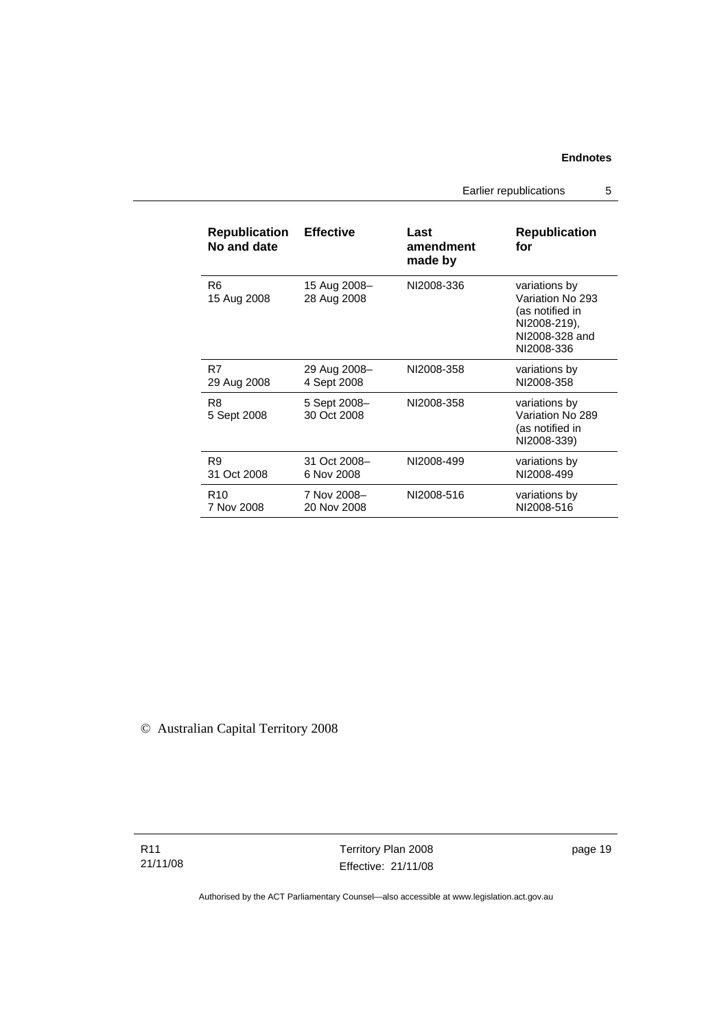| Republication No and date | Effective | Last amendment made by | Republication for |
|---|---|---|---|
| R6 15 Aug 2008 | 15 Aug 2008– 28 Aug 2008 | NI2008-336 | variations by Variation No 293 (as notified in NI2008-219), NI2008-328 and NI2008-336 |
| R7 29 Aug 2008 | 29 Aug 2008– 4 Sept 2008 | NI2008-358 | variations by NI2008-358 |
| R8 5 Sept 2008 | 5 Sept 2008– 30 Oct 2008 | NI2008-358 | variations by Variation No 289 (as notified in NI2008-339) |
| R9 31 Oct 2008 | 31 Oct 2008– 6 Nov 2008 | NI2008-499 | variations by NI2008-499 |
| R10 7 Nov 2008 | 7 Nov 2008– 20 Nov 2008 | NI2008-516 | variations by NI2008-516 |

© Australian Capital Territory 2008